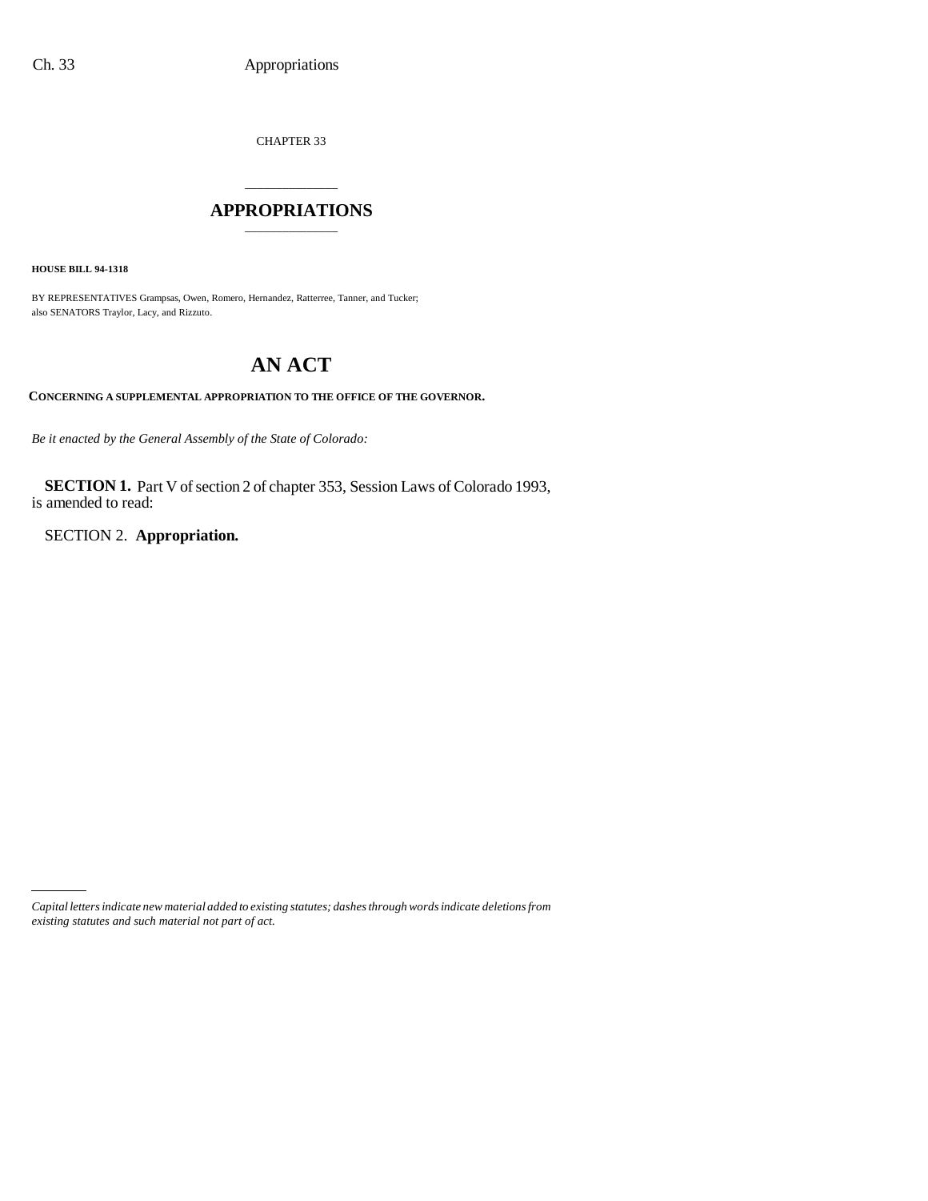CHAPTER 33

# APPROPRIATIONS

**HOUSE BILL 94-1318**

BY REPRESENTATIVES Grampsas, Owen, Romero, Hernandez, Ratterree, Tanner, and Tucker; also SENATORS Traylor, Lacy, and Rizzuto.

## AN ACT

**CONCERNING A SUPPLEMENTAL APPROPRIATION TO THE OFFICE OF THE GOVERNOR.**

*Be it enacted by the General Assembly of the State of Colorado:*

**SECTION 1.** Part V of section 2 of chapter 353, Session Laws of Colorado 1993, is amended to read:

SECTION 2. **Appropriation.**

---

*Capital letters indicate new material added to existing statutes; dashes through words indicate deletions from existing statutes and such material not part of act.*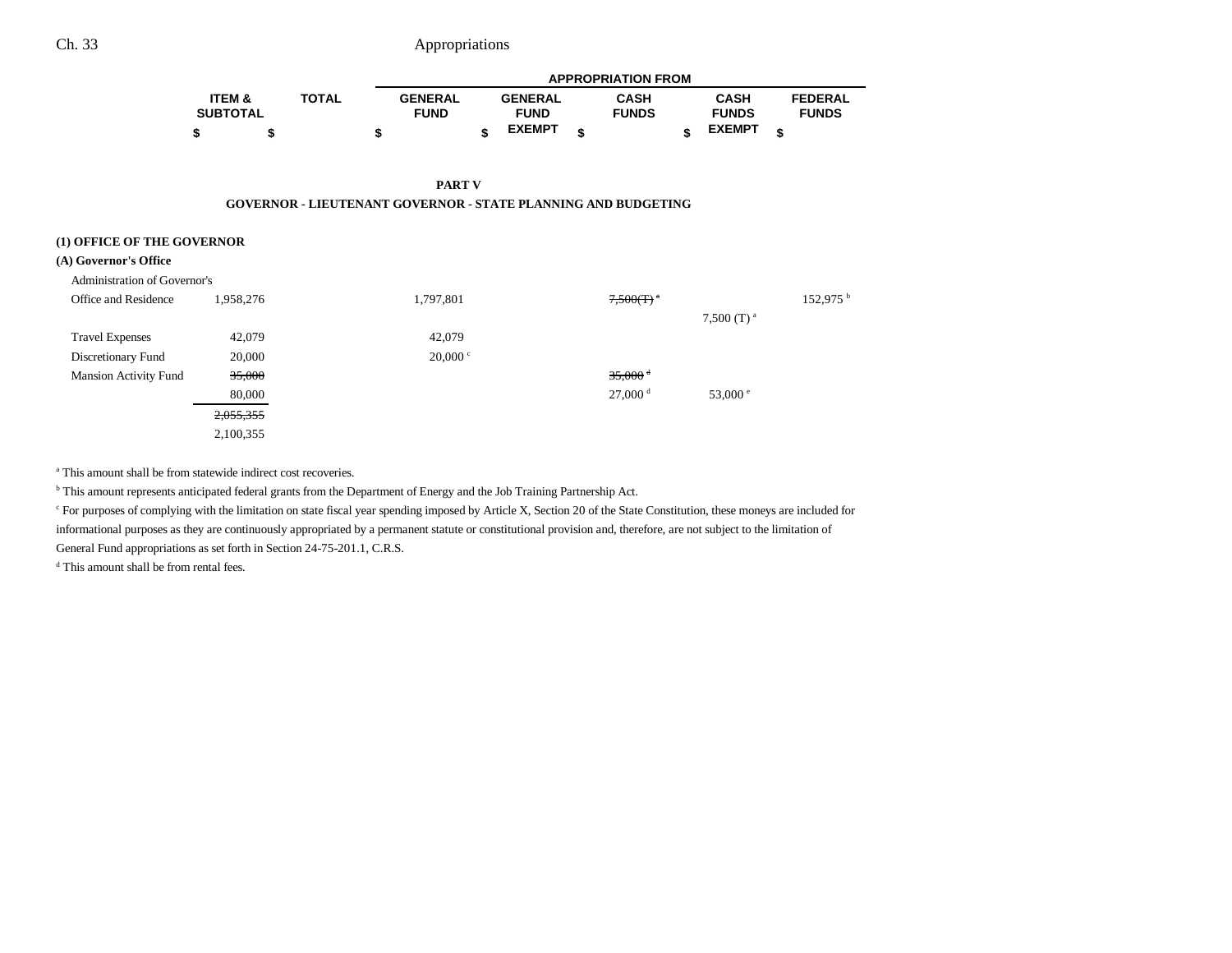| | ITEM & SUBTOTAL | TOTAL | GENERAL FUND | GENERAL FUND EXEMPT | CASH FUNDS | CASH FUNDS EXEMPT | FEDERAL FUNDS |
|---|---|---|---|---|---|---|---|
| | $ | $ | $ | $ | $ | $ | $ |

## PART V

### GOVERNOR - LIEUTENANT GOVERNOR - STATE PLANNING AND BUDGETING

**(1) OFFICE OF THE GOVERNOR**

**(A) Governor's Office**

| | ITEM & SUBTOTAL | TOTAL | GENERAL FUND | GENERAL FUND EXEMPT | CASH FUNDS | CASH FUNDS EXEMPT | FEDERAL FUNDS |
|---|---|---|---|---|---|---|---|
| Administration of Governor's Office and Residence | 1,958,276 | | 1,797,801 | | ~~7,500(T)~~ [a] | | 152,975 [b] |
| | | | | | | 7,500 (T) [a] | |
| Travel Expenses | 42,079 | | 42,079 | | | | |
| Discretionary Fund | 20,000 | | 20,000 [c] | | | | |
| Mansion Activity Fund | ~~35,000~~ | | | | ~~35,000~~ [d] | | |
| | 80,000 | | | | 27,000 [d] | 53,000 [e] | |
| | ~~2,055,355~~ | | | | | | |
| | 2,100,355 | | | | | | |

[a] This amount shall be from statewide indirect cost recoveries.

[b] This amount represents anticipated federal grants from the Department of Energy and the Job Training Partnership Act.

[c] For purposes of complying with the limitation on state fiscal year spending imposed by Article X, Section 20 of the State Constitution, these moneys are included for informational purposes as they are continuously appropriated by a permanent statute or constitutional provision and, therefore, are not subject to the limitation of General Fund appropriations as set forth in Section 24-75-201.1, C.R.S.

[d] This amount shall be from rental fees.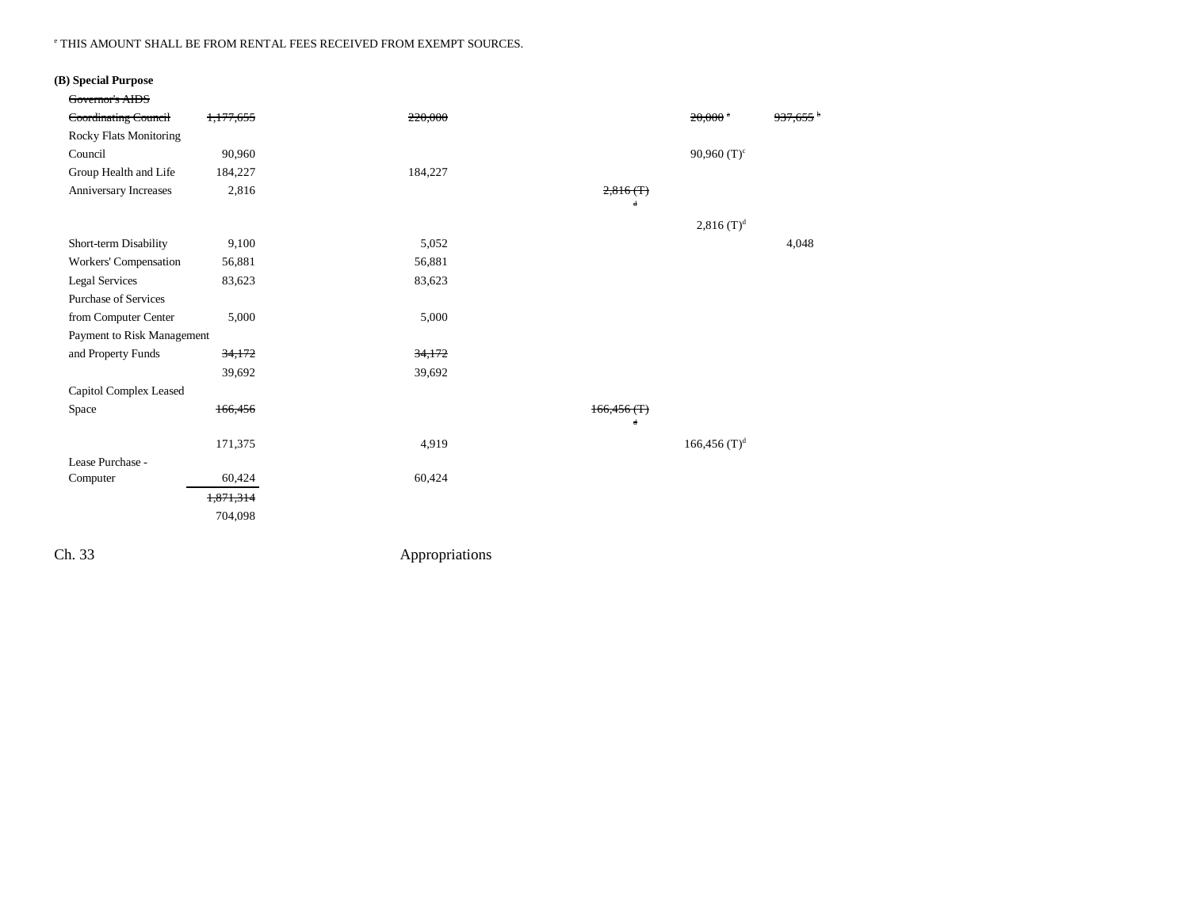[e] THIS AMOUNT SHALL BE FROM RENTAL FEES RECEIVED FROM EXEMPT SOURCES.

**(B) Special Purpose**

| | Total | General Fund | Cash Funds | Cash Funds Exempt | Federal Funds |
|---|---|---|---|---|---|
| ~~Governor's AIDS Coordinating Council~~ | ~~1,177,655~~ | ~~220,000~~ | | ~~20,000~~ [a] | ~~937,655~~ [b] |
| Rocky Flats Monitoring Council | 90,960 | | | 90,960 (T)[c] | |
| Group Health and Life | 184,227 | 184,227 | | | |
| Anniversary Increases | 2,816 | | ~~2,816 (T)~~ ~~[d]~~ | | |
| | | | | 2,816 (T)[d] | |
| Short-term Disability | 9,100 | 5,052 | | | 4,048 |
| Workers' Compensation | 56,881 | 56,881 | | | |
| Legal Services | 83,623 | 83,623 | | | |
| Purchase of Services from Computer Center | 5,000 | 5,000 | | | |
| Payment to Risk Management and Property Funds | ~~34,172~~ | ~~34,172~~ | | | |
| | 39,692 | 39,692 | | | |
| Capitol Complex Leased Space | ~~166,456~~ | | ~~166,456 (T)~~ ~~[d]~~ | | |
| | 171,375 | 4,919 | | 166,456 (T)[d] | |
| Lease Purchase - Computer | 60,424 | 60,424 | | | |
| | ~~1,871,314~~ | | | | |
| | 704,098 | | | | |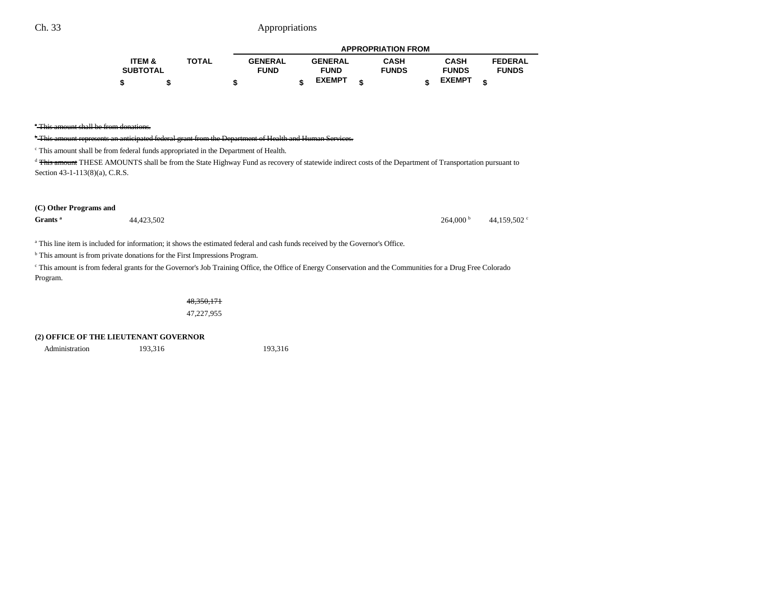| ITEM & SUBTOTAL | TOTAL | GENERAL FUND | GENERAL FUND EXEMPT | CASH FUNDS | CASH FUNDS EXEMPT | FEDERAL FUNDS |
|---|---|---|---|---|---|---|
| $ | $ | $ | $ | $ | $ | $ |

~~[a] This amount shall be from donations.~~

~~[b] This amount represents an anticipated federal grant from the Department of Health and Human Services.~~

[c] This amount shall be from federal funds appropriated in the Department of Health.

[d] ~~This amount~~ THESE AMOUNTS shall be from the State Highway Fund as recovery of statewide indirect costs of the Department of Transportation pursuant to Section 43-1-113(8)(a), C.R.S.

| | ITEM & SUBTOTAL | TOTAL | GENERAL FUND | GENERAL FUND EXEMPT | CASH FUNDS | CASH FUNDS EXEMPT | FEDERAL FUNDS |
|---|---|---|---|---|---|---|---|
| **(C) Other Programs and Grants** [a] | 44,423,502 | | | | | 264,000 [b] | 44,159,502 [c] |

[a] This line item is included for information; it shows the estimated federal and cash funds received by the Governor's Office.

[b] This amount is from private donations for the First Impressions Program.

[c] This amount is from federal grants for the Governor's Job Training Office, the Office of Energy Conservation and the Communities for a Drug Free Colorado Program.

| | ITEM & SUBTOTAL | TOTAL | GENERAL FUND | GENERAL FUND EXEMPT | CASH FUNDS | CASH FUNDS EXEMPT | FEDERAL FUNDS |
|---|---|---|---|---|---|---|---|
| | | ~~48,350,171~~ 47,227,955 | | | | | |

**(2) OFFICE OF THE LIEUTENANT GOVERNOR**

| | ITEM & SUBTOTAL | TOTAL | GENERAL FUND | GENERAL FUND EXEMPT | CASH FUNDS | CASH FUNDS EXEMPT | FEDERAL FUNDS |
|---|---|---|---|---|---|---|---|
| Administration | 193,316 | | 193,316 | | | | |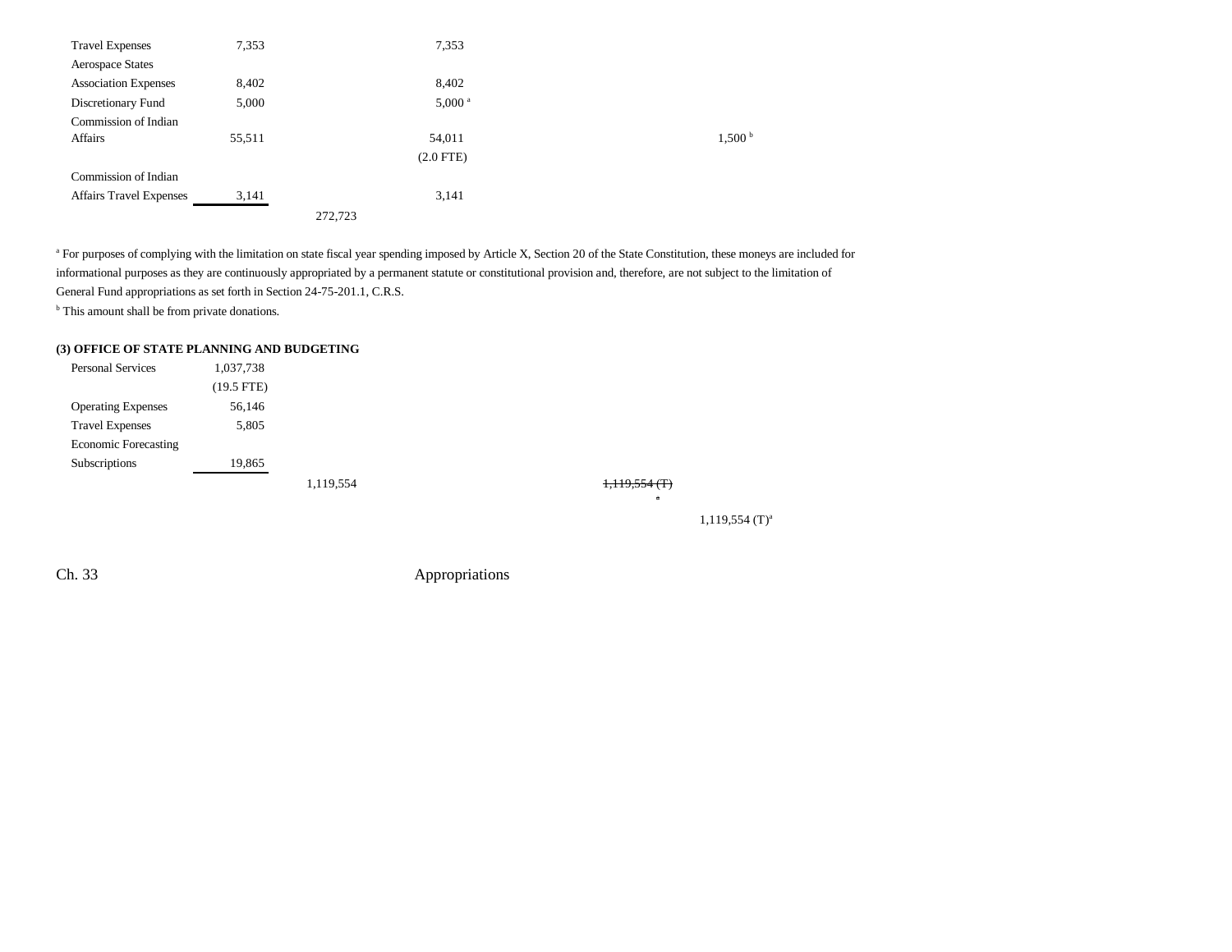| | | | | | | |
|---|---|---|---|---|---|---|
| Travel Expenses | 7,353 | | 7,353 | | | |
| Aerospace States Association Expenses | 8,402 | | 8,402 | | | |
| Discretionary Fund | 5,000 | | 5,000 [a] | | | |
| Commission of Indian Affairs | 55,511 | | 54,011 | | 1,500 [b] | |
| | | | (2.0 FTE) | | | |
| Commission of Indian Affairs Travel Expenses | 3,141 | | 3,141 | | | |
| | | 272,723 | | | | |

[a] For purposes of complying with the limitation on state fiscal year spending imposed by Article X, Section 20 of the State Constitution, these moneys are included for informational purposes as they are continuously appropriated by a permanent statute or constitutional provision and, therefore, are not subject to the limitation of General Fund appropriations as set forth in Section 24-75-201.1, C.R.S.

[b] This amount shall be from private donations.

**(3) OFFICE OF STATE PLANNING AND BUDGETING**

| | | | | | | |
|---|---|---|---|---|---|---|
| Personal Services | 1,037,738 | | | | | |
| | (19.5 FTE) | | | | | |
| Operating Expenses | 56,146 | | | | | |
| Travel Expenses | 5,805 | | | | | |
| Economic Forecasting Subscriptions | 19,865 | | | | | |
| | | 1,119,554 | | ~~1,119,554 (T) [a]~~ | | |
| | | | | | 1,119,554 (T)[a] | |

Ch. 33 Appropriations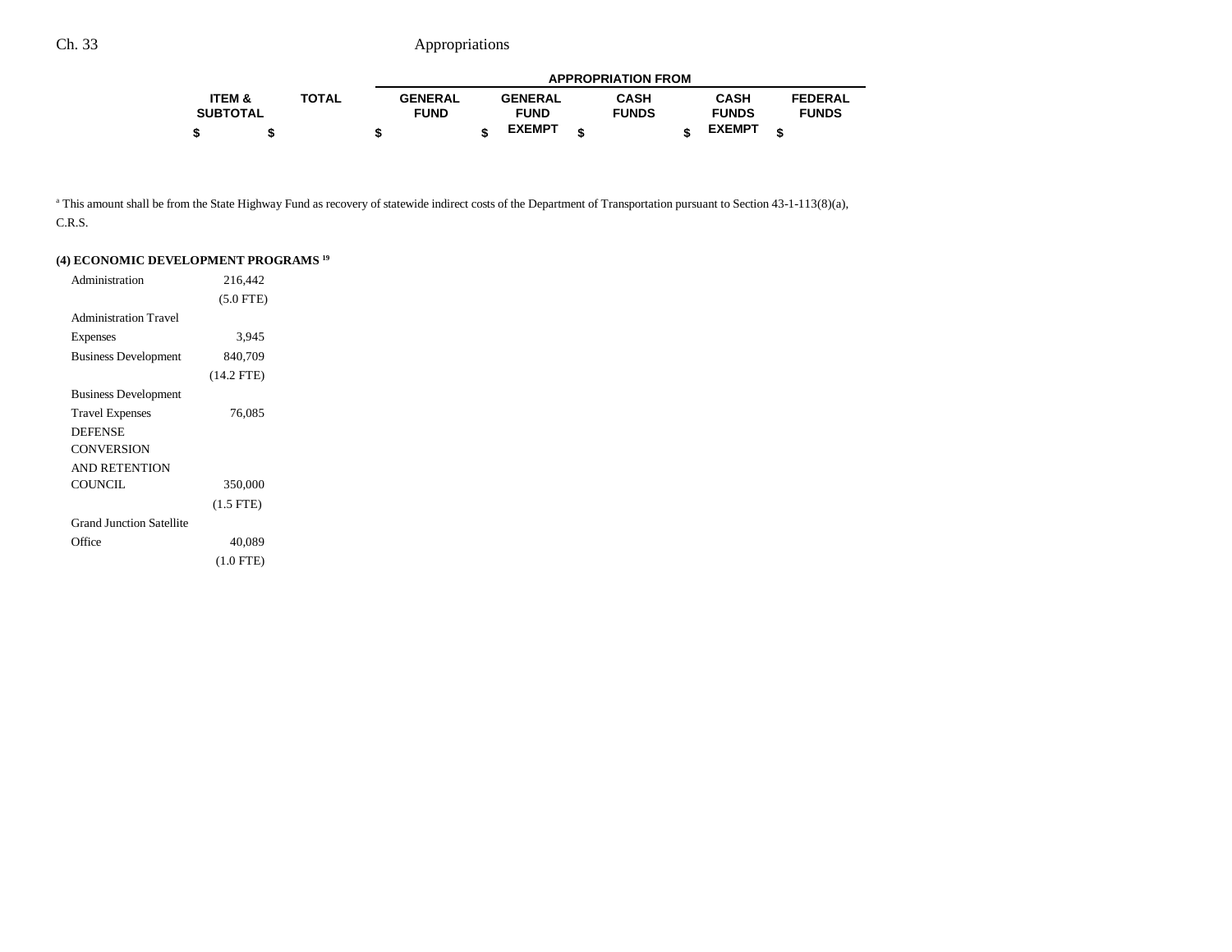| | ITEM & SUBTOTAL | TOTAL | GENERAL FUND | GENERAL FUND EXEMPT | CASH FUNDS | CASH FUNDS EXEMPT | FEDERAL FUNDS |
|---|---|---|---|---|---|---|---|
| | $ | $ | $ | $ | $ | $ | $ |

[a] This amount shall be from the State Highway Fund as recovery of statewide indirect costs of the Department of Transportation pursuant to Section 43-1-113(8)(a), C.R.S.

**(4) ECONOMIC DEVELOPMENT PROGRAMS [19]**

| | ITEM & SUBTOTAL | TOTAL | GENERAL FUND | GENERAL FUND EXEMPT | CASH FUNDS | CASH FUNDS EXEMPT | FEDERAL FUNDS |
|---|---|---|---|---|---|---|---|
| Administration | 216,442 | | | | | | |
| | (5.0 FTE) | | | | | | |
| Administration Travel Expenses | 3,945 | | | | | | |
| Business Development | 840,709 | | | | | | |
| | (14.2 FTE) | | | | | | |
| Business Development Travel Expenses | 76,085 | | | | | | |
| DEFENSE CONVERSION AND RETENTION COUNCIL | 350,000 | | | | | | |
| | (1.5 FTE) | | | | | | |
| Grand Junction Satellite Office | 40,089 | | | | | | |
| | (1.0 FTE) | | | | | | |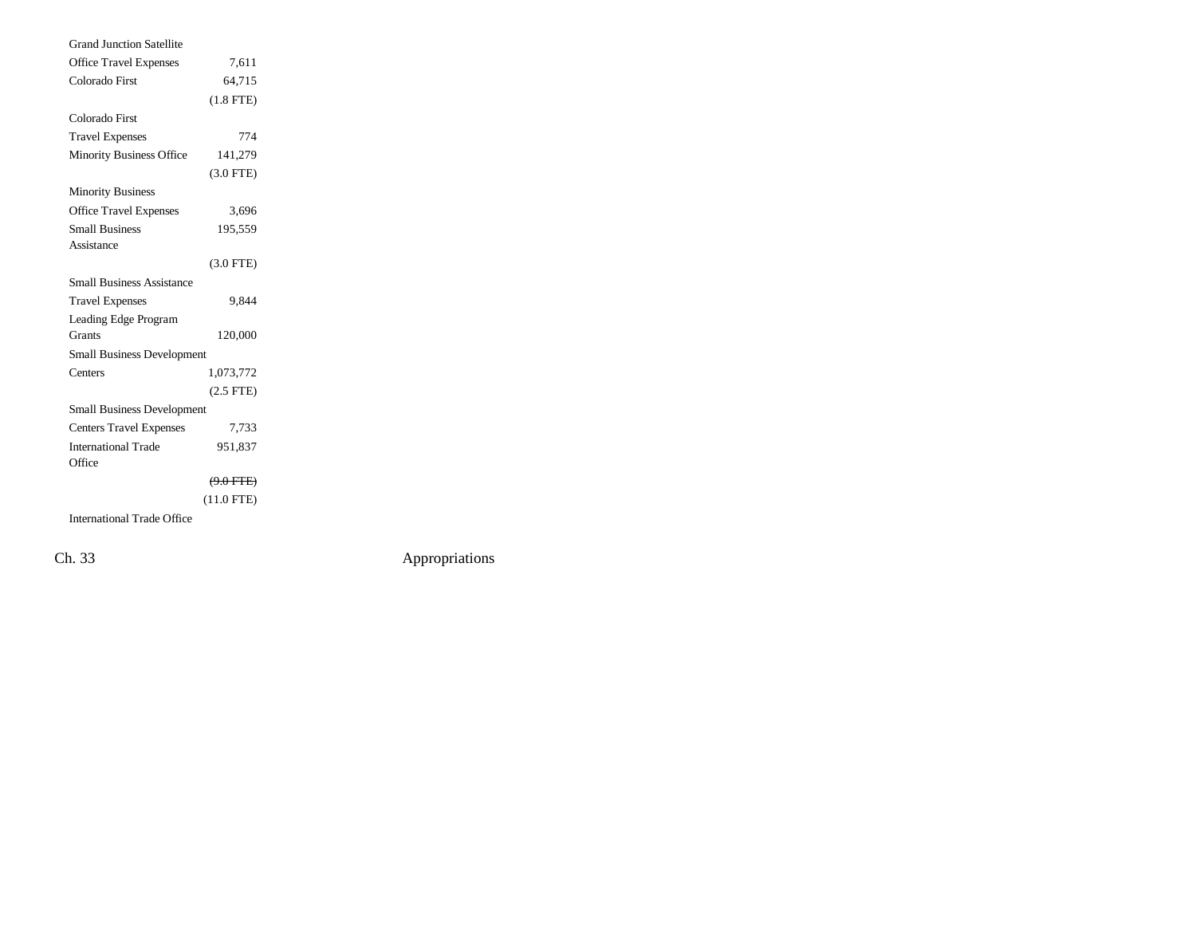| | |
|---|---|
| Grand Junction Satellite Office Travel Expenses | 7,611 |
| Colorado First | 64,715 |
| | (1.8 FTE) |
| Colorado First Travel Expenses | 774 |
| Minority Business Office | 141,279 |
| | (3.0 FTE) |
| Minority Business Office Travel Expenses | 3,696 |
| Small Business Assistance | 195,559 |
| | (3.0 FTE) |
| Small Business Assistance Travel Expenses | 9,844 |
| Leading Edge Program Grants | 120,000 |
| Small Business Development Centers | 1,073,772 |
| | (2.5 FTE) |
| Small Business Development Centers Travel Expenses | 7,733 |
| International Trade Office | 951,837 |
| | ~~(9.0 FTE)~~ |
| | (11.0 FTE) |
| International Trade Office | |

Ch. 33 Appropriations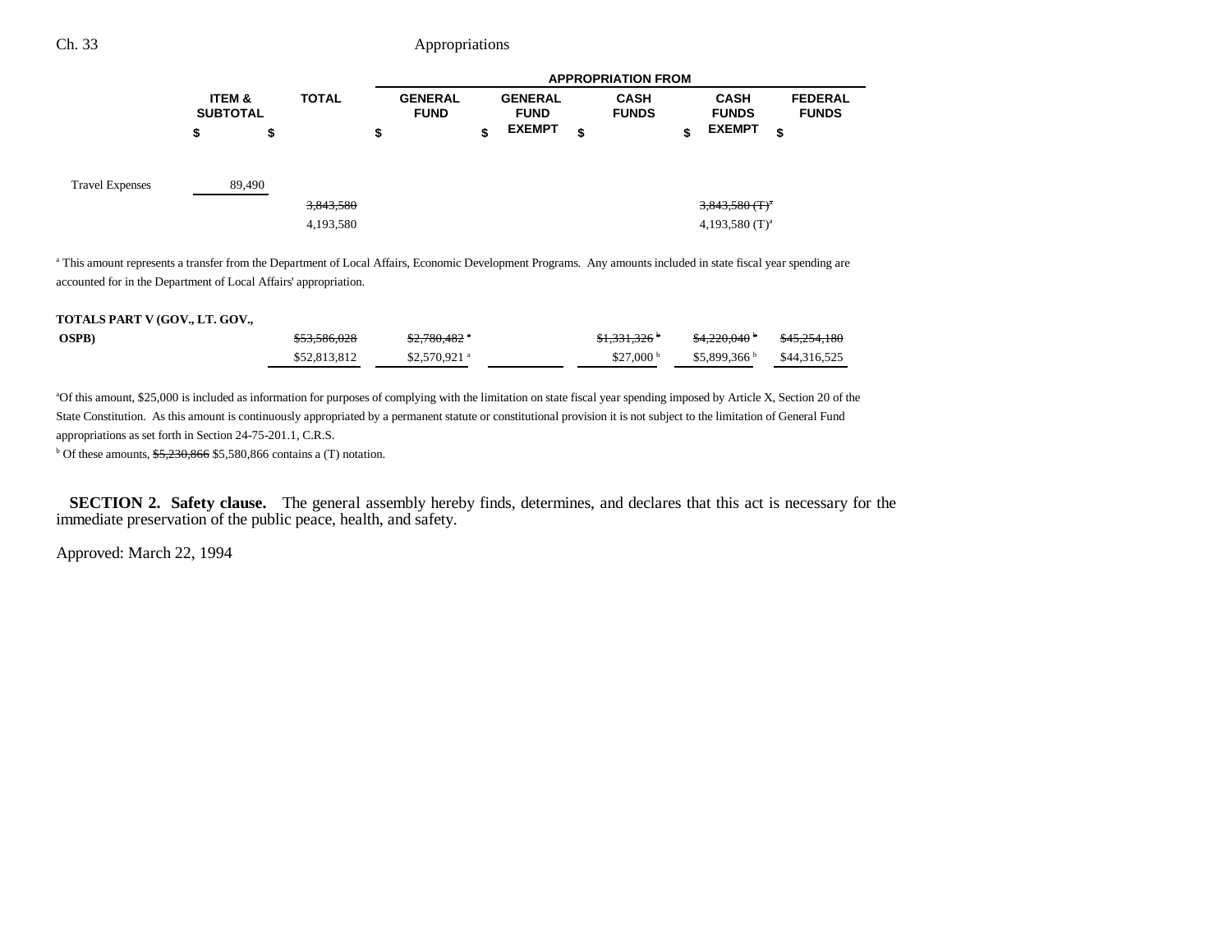| | ITEM & SUBTOTAL | TOTAL | APPROPRIATION FROM GENERAL FUND | GENERAL FUND EXEMPT | CASH FUNDS | CASH FUNDS EXEMPT | FEDERAL FUNDS |
|---|---|---|---|---|---|---|---|
| | $ | $ | $ | $ | $ | $ | $ |
| Travel Expenses | 89,490 | | | | | | |
| | | ~~3,843,580~~ | | | | ~~3,843,580 (T)[a]~~ | |
| | | 4,193,580 | | | | 4,193,580 (T)[a] | |

[a] This amount represents a transfer from the Department of Local Affairs, Economic Development Programs. Any amounts included in state fiscal year spending are accounted for in the Department of Local Affairs' appropriation.

| | | TOTAL | GENERAL FUND | GENERAL FUND EXEMPT | CASH FUNDS | CASH FUNDS EXEMPT | FEDERAL FUNDS |
|---|---|---|---|---|---|---|---|
| **TOTALS PART V (GOV., LT. GOV., OSPB)** | | ~~$53,586,028~~ | ~~$2,780,482 [a]~~ | | ~~$1,331,326 [b]~~ | ~~$4,220,040 [b]~~ | ~~$45,254,180~~ |
| | | $52,813,812 | $2,570,921 [a] | | $27,000 [b] | $5,899,366 [b] | $44,316,525 |

[a] Of this amount, $25,000 is included as information for purposes of complying with the limitation on state fiscal year spending imposed by Article X, Section 20 of the State Constitution. As this amount is continuously appropriated by a permanent statute or constitutional provision it is not subject to the limitation of General Fund appropriations as set forth in Section 24-75-201.1, C.R.S.

[b] Of these amounts, ~~$5,230,866~~ $5,580,866 contains a (T) notation.

**SECTION 2. Safety clause.** The general assembly hereby finds, determines, and declares that this act is necessary for the immediate preservation of the public peace, health, and safety.

Approved: March 22, 1994